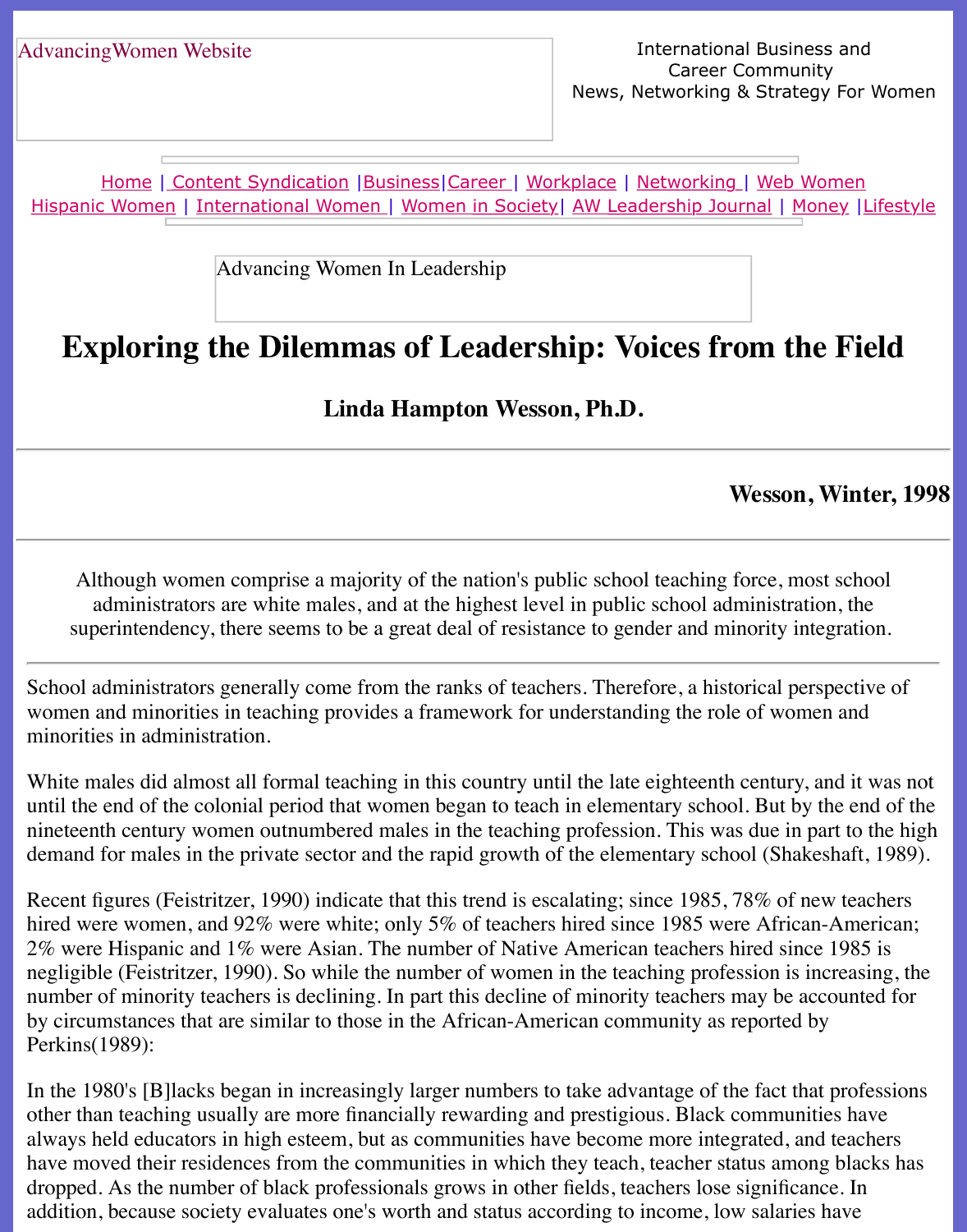AdvancingWomen Website

International Business and Career Community
News, Networking & Strategy For Women

Home | Content Syndication | Business | Career | Workplace | Networking | Web Women
Hispanic Women | International Women | Women in Society | AW Leadership Journal | Money | Lifestyle

Advancing Women In Leadership

# Exploring the Dilemmas of Leadership: Voices from the Field

### Linda Hampton Wesson, Ph.D.

**Wesson, Winter, 1998**

Although women comprise a majority of the nation's public school teaching force, most school administrators are white males, and at the highest level in public school administration, the superintendency, there seems to be a great deal of resistance to gender and minority integration.

School administrators generally come from the ranks of teachers. Therefore, a historical perspective of women and minorities in teaching provides a framework for understanding the role of women and minorities in administration.

White males did almost all formal teaching in this country until the late eighteenth century, and it was not until the end of the colonial period that women began to teach in elementary school. But by the end of the nineteenth century women outnumbered males in the teaching profession. This was due in part to the high demand for males in the private sector and the rapid growth of the elementary school (Shakeshaft, 1989).

Recent figures (Feistritzer, 1990) indicate that this trend is escalating; since 1985, 78% of new teachers hired were women, and 92% were white; only 5% of teachers hired since 1985 were African-American; 2% were Hispanic and 1% were Asian. The number of Native American teachers hired since 1985 is negligible (Feistritzer, 1990). So while the number of women in the teaching profession is increasing, the number of minority teachers is declining. In part this decline of minority teachers may be accounted for by circumstances that are similar to those in the African-American community as reported by Perkins(1989):

In the 1980's [B]lacks began in increasingly larger numbers to take advantage of the fact that professions other than teaching usually are more financially rewarding and prestigious. Black communities have always held educators in high esteem, but as communities have become more integrated, and teachers have moved their residences from the communities in which they teach, teacher status among blacks has dropped. As the number of black professionals grows in other fields, teachers lose significance. In addition, because society evaluates one's worth and status according to income, low salaries have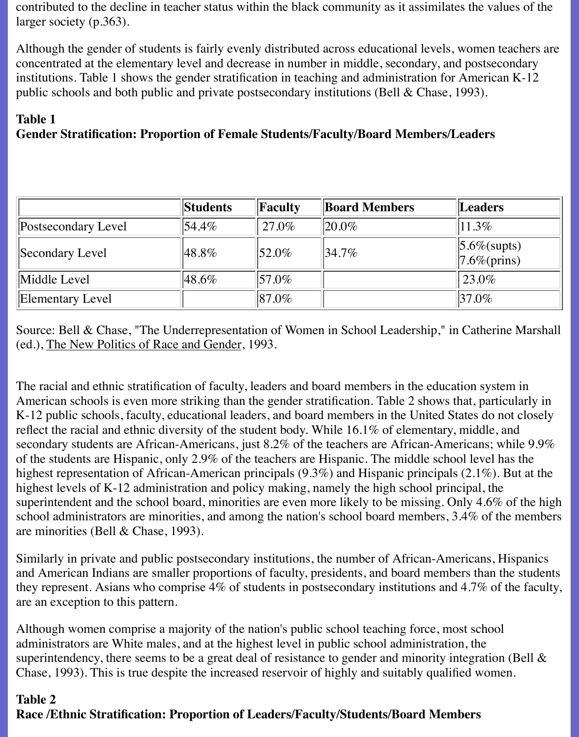contributed to the decline in teacher status within the black community as it assimilates the values of the larger society (p.363).

Although the gender of students is fairly evenly distributed across educational levels, women teachers are concentrated at the elementary level and decrease in number in middle, secondary, and postsecondary institutions. Table 1 shows the gender stratification in teaching and administration for American K-12 public schools and both public and private postsecondary institutions (Bell & Chase, 1993).

**Table 1**
**Gender Stratification: Proportion of Female Students/Faculty/Board Members/Leaders**

| | Students | Faculty | Board Members | Leaders |
|---|---|---|---|---|
| Postsecondary Level | 54.4% | 27.0% | 20.0% | 11.3% |
| Secondary Level | 48.8% | 52.0% | 34.7% | 5.6%(supts) 7.6%(prins) |
| Middle Level | 48.6% | 57.0% | | 23.0% |
| Elementary Level | | 87.0% | | 37.0% |

Source: Bell & Chase, "The Underrepresentation of Women in School Leadership," in Catherine Marshall (ed.), The New Politics of Race and Gender, 1993.

The racial and ethnic stratification of faculty, leaders and board members in the education system in American schools is even more striking than the gender stratification. Table 2 shows that, particularly in K-12 public schools, faculty, educational leaders, and board members in the United States do not closely reflect the racial and ethnic diversity of the student body. While 16.1% of elementary, middle, and secondary students are African-Americans, just 8.2% of the teachers are African-Americans; while 9.9% of the students are Hispanic, only 2.9% of the teachers are Hispanic. The middle school level has the highest representation of African-American principals (9.3%) and Hispanic principals (2.1%). But at the highest levels of K-12 administration and policy making, namely the high school principal, the superintendent and the school board, minorities are even more likely to be missing. Only 4.6% of the high school administrators are minorities, and among the nation's school board members, 3.4% of the members are minorities (Bell & Chase, 1993).

Similarly in private and public postsecondary institutions, the number of African-Americans, Hispanics and American Indians are smaller proportions of faculty, presidents, and board members than the students they represent. Asians who comprise 4% of students in postsecondary institutions and 4.7% of the faculty, are an exception to this pattern.

Although women comprise a majority of the nation's public school teaching force, most school administrators are White males, and at the highest level in public school administration, the superintendency, there seems to be a great deal of resistance to gender and minority integration (Bell & Chase, 1993). This is true despite the increased reservoir of highly and suitably qualified women.

**Table 2**
**Race /Ethnic Stratification: Proportion of Leaders/Faculty/Students/Board Members**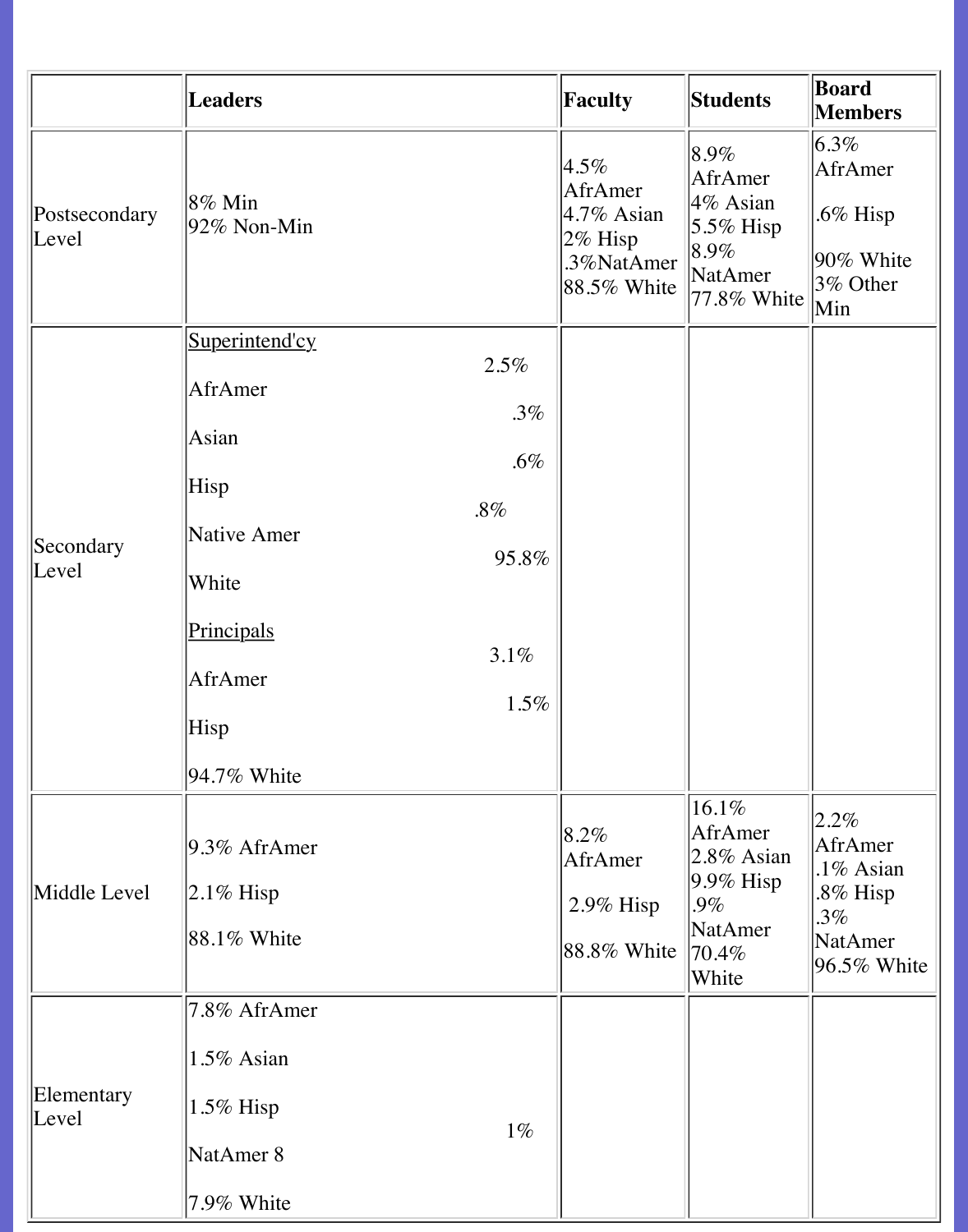| | Leaders | Faculty | Students | Board Members |
| --- | --- | --- | --- | --- |
| Postsecondary Level | 8% Min 92% Non-Min | 4.5% AfrAmer 4.7% Asian 2% Hisp .3%NatAmer 88.5% White | 8.9% AfrAmer 4% Asian 5.5% Hisp 8.9% NatAmer 77.8% White | 6.3% AfrAmer .6% Hisp 90% White 3% Other Min |
| Secondary Level | Superintend'cy 2.5% AfrAmer .3% Asian .6% Hisp .8% Native Amer 95.8% White Principals 3.1% AfrAmer 1.5% Hisp 94.7% White | | | |
| Middle Level | 9.3% AfrAmer 2.1% Hisp 88.1% White | 8.2% AfrAmer 2.9% Hisp 88.8% White | 16.1% AfrAmer 2.8% Asian 9.9% Hisp .9% NatAmer 70.4% White | 2.2% AfrAmer .1% Asian .8% Hisp .3% NatAmer 96.5% White |
| Elementary Level | 7.8% AfrAmer 1.5% Asian 1.5% Hisp 1% NatAmer 8 7.9% White | | | |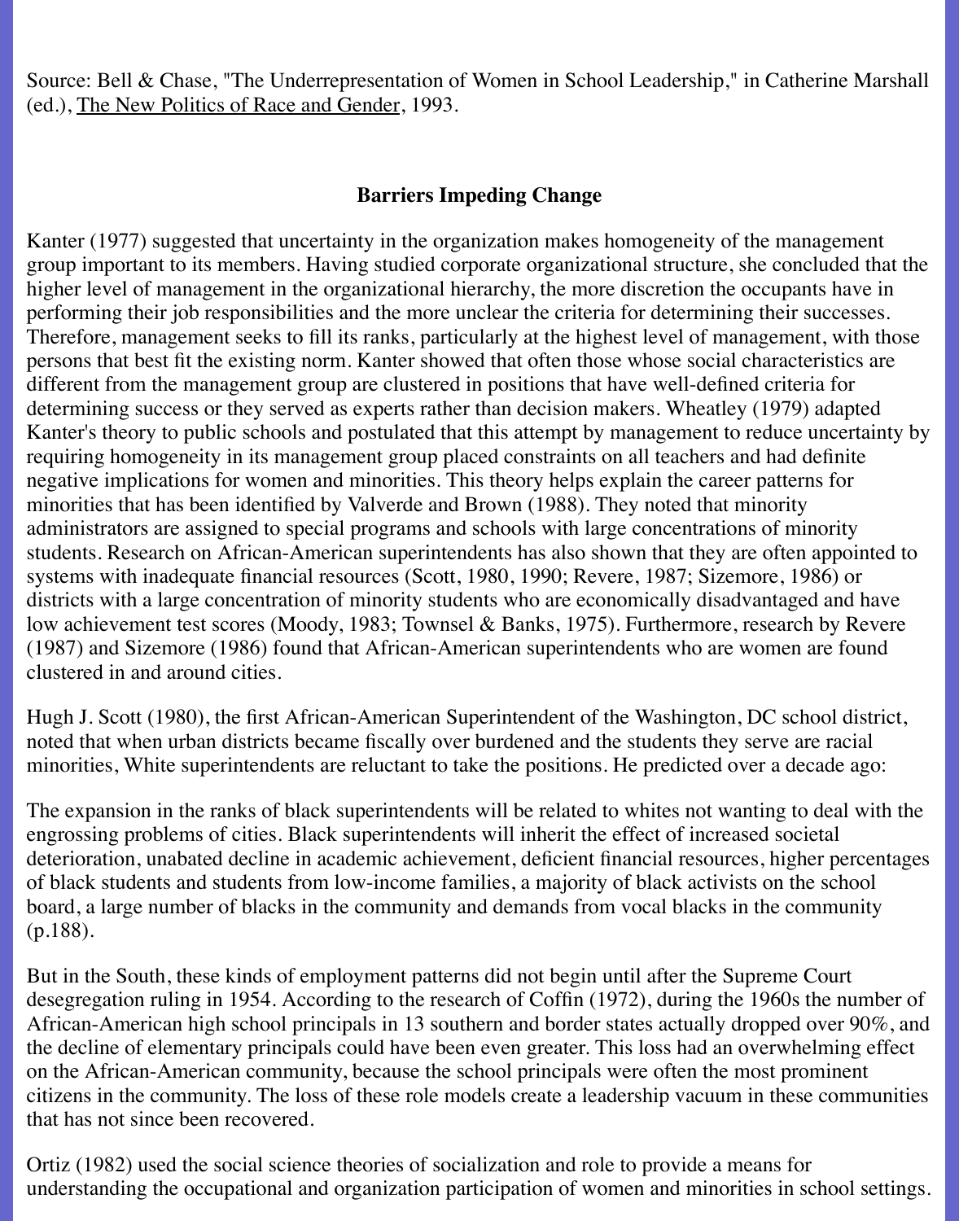Source: Bell & Chase, "The Underrepresentation of Women in School Leadership," in Catherine Marshall (ed.), The New Politics of Race and Gender, 1993.

## Barriers Impeding Change

Kanter (1977) suggested that uncertainty in the organization makes homogeneity of the management group important to its members. Having studied corporate organizational structure, she concluded that the higher level of management in the organizational hierarchy, the more discretion the occupants have in performing their job responsibilities and the more unclear the criteria for determining their successes. Therefore, management seeks to fill its ranks, particularly at the highest level of management, with those persons that best fit the existing norm. Kanter showed that often those whose social characteristics are different from the management group are clustered in positions that have well-defined criteria for determining success or they served as experts rather than decision makers. Wheatley (1979) adapted Kanter's theory to public schools and postulated that this attempt by management to reduce uncertainty by requiring homogeneity in its management group placed constraints on all teachers and had definite negative implications for women and minorities. This theory helps explain the career patterns for minorities that has been identified by Valverde and Brown (1988). They noted that minority administrators are assigned to special programs and schools with large concentrations of minority students. Research on African-American superintendents has also shown that they are often appointed to systems with inadequate financial resources (Scott, 1980, 1990; Revere, 1987; Sizemore, 1986) or districts with a large concentration of minority students who are economically disadvantaged and have low achievement test scores (Moody, 1983; Townsel & Banks, 1975). Furthermore, research by Revere (1987) and Sizemore (1986) found that African-American superintendents who are women are found clustered in and around cities.

Hugh J. Scott (1980), the first African-American Superintendent of the Washington, DC school district, noted that when urban districts became fiscally over burdened and the students they serve are racial minorities, White superintendents are reluctant to take the positions. He predicted over a decade ago:

The expansion in the ranks of black superintendents will be related to whites not wanting to deal with the engrossing problems of cities. Black superintendents will inherit the effect of increased societal deterioration, unabated decline in academic achievement, deficient financial resources, higher percentages of black students and students from low-income families, a majority of black activists on the school board, a large number of blacks in the community and demands from vocal blacks in the community (p.188).

But in the South, these kinds of employment patterns did not begin until after the Supreme Court desegregation ruling in 1954. According to the research of Coffin (1972), during the 1960s the number of African-American high school principals in 13 southern and border states actually dropped over 90%, and the decline of elementary principals could have been even greater. This loss had an overwhelming effect on the African-American community, because the school principals were often the most prominent citizens in the community. The loss of these role models create a leadership vacuum in these communities that has not since been recovered.

Ortiz (1982) used the social science theories of socialization and role to provide a means for understanding the occupational and organization participation of women and minorities in school settings.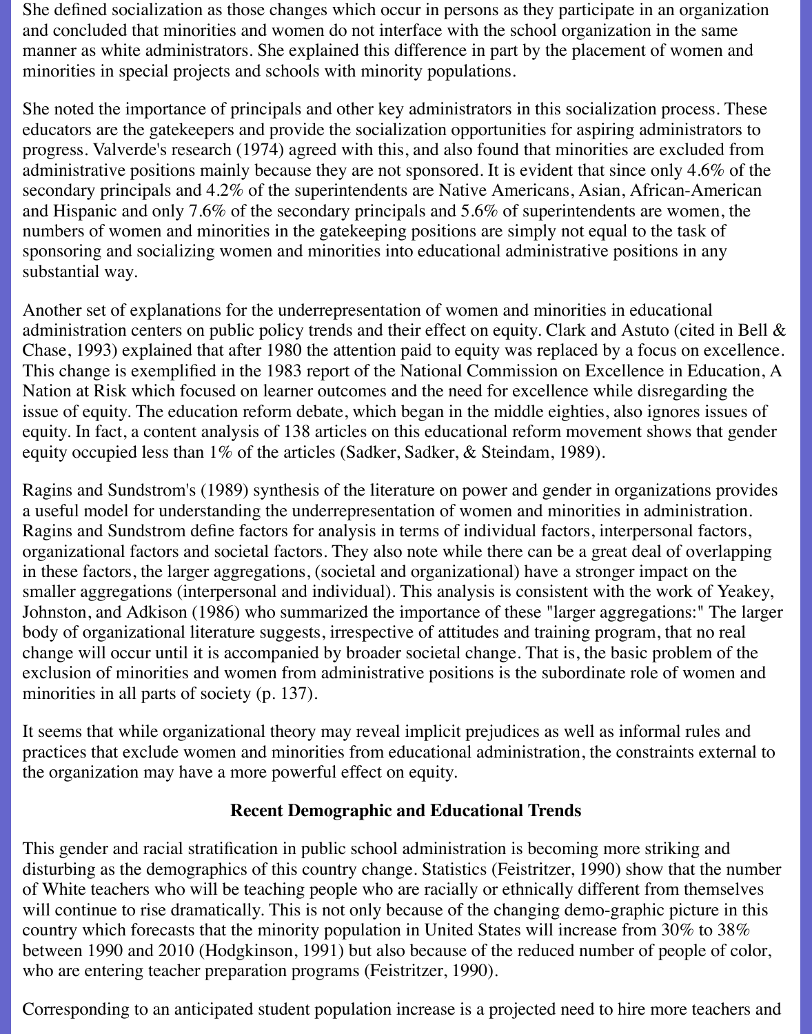She defined socialization as those changes which occur in persons as they participate in an organization and concluded that minorities and women do not interface with the school organization in the same manner as white administrators. She explained this difference in part by the placement of women and minorities in special projects and schools with minority populations.

She noted the importance of principals and other key administrators in this socialization process. These educators are the gatekeepers and provide the socialization opportunities for aspiring administrators to progress. Valverde's research (1974) agreed with this, and also found that minorities are excluded from administrative positions mainly because they are not sponsored. It is evident that since only 4.6% of the secondary principals and 4.2% of the superintendents are Native Americans, Asian, African-American and Hispanic and only 7.6% of the secondary principals and 5.6% of superintendents are women, the numbers of women and minorities in the gatekeeping positions are simply not equal to the task of sponsoring and socializing women and minorities into educational administrative positions in any substantial way.

Another set of explanations for the underrepresentation of women and minorities in educational administration centers on public policy trends and their effect on equity. Clark and Astuto (cited in Bell & Chase, 1993) explained that after 1980 the attention paid to equity was replaced by a focus on excellence. This change is exemplified in the 1983 report of the National Commission on Excellence in Education, A Nation at Risk which focused on learner outcomes and the need for excellence while disregarding the issue of equity. The education reform debate, which began in the middle eighties, also ignores issues of equity. In fact, a content analysis of 138 articles on this educational reform movement shows that gender equity occupied less than 1% of the articles (Sadker, Sadker, & Steindam, 1989).

Ragins and Sundstrom's (1989) synthesis of the literature on power and gender in organizations provides a useful model for understanding the underrepresentation of women and minorities in administration. Ragins and Sundstrom define factors for analysis in terms of individual factors, interpersonal factors, organizational factors and societal factors. They also note while there can be a great deal of overlapping in these factors, the larger aggregations, (societal and organizational) have a stronger impact on the smaller aggregations (interpersonal and individual). This analysis is consistent with the work of Yeakey, Johnston, and Adkison (1986) who summarized the importance of these "larger aggregations:" The larger body of organizational literature suggests, irrespective of attitudes and training program, that no real change will occur until it is accompanied by broader societal change. That is, the basic problem of the exclusion of minorities and women from administrative positions is the subordinate role of women and minorities in all parts of society (p. 137).

It seems that while organizational theory may reveal implicit prejudices as well as informal rules and practices that exclude women and minorities from educational administration, the constraints external to the organization may have a more powerful effect on equity.

## Recent Demographic and Educational Trends

This gender and racial stratification in public school administration is becoming more striking and disturbing as the demographics of this country change. Statistics (Feistritzer, 1990) show that the number of White teachers who will be teaching people who are racially or ethnically different from themselves will continue to rise dramatically. This is not only because of the changing demo-graphic picture in this country which forecasts that the minority population in United States will increase from 30% to 38% between 1990 and 2010 (Hodgkinson, 1991) but also because of the reduced number of people of color, who are entering teacher preparation programs (Feistritzer, 1990).

Corresponding to an anticipated student population increase is a projected need to hire more teachers and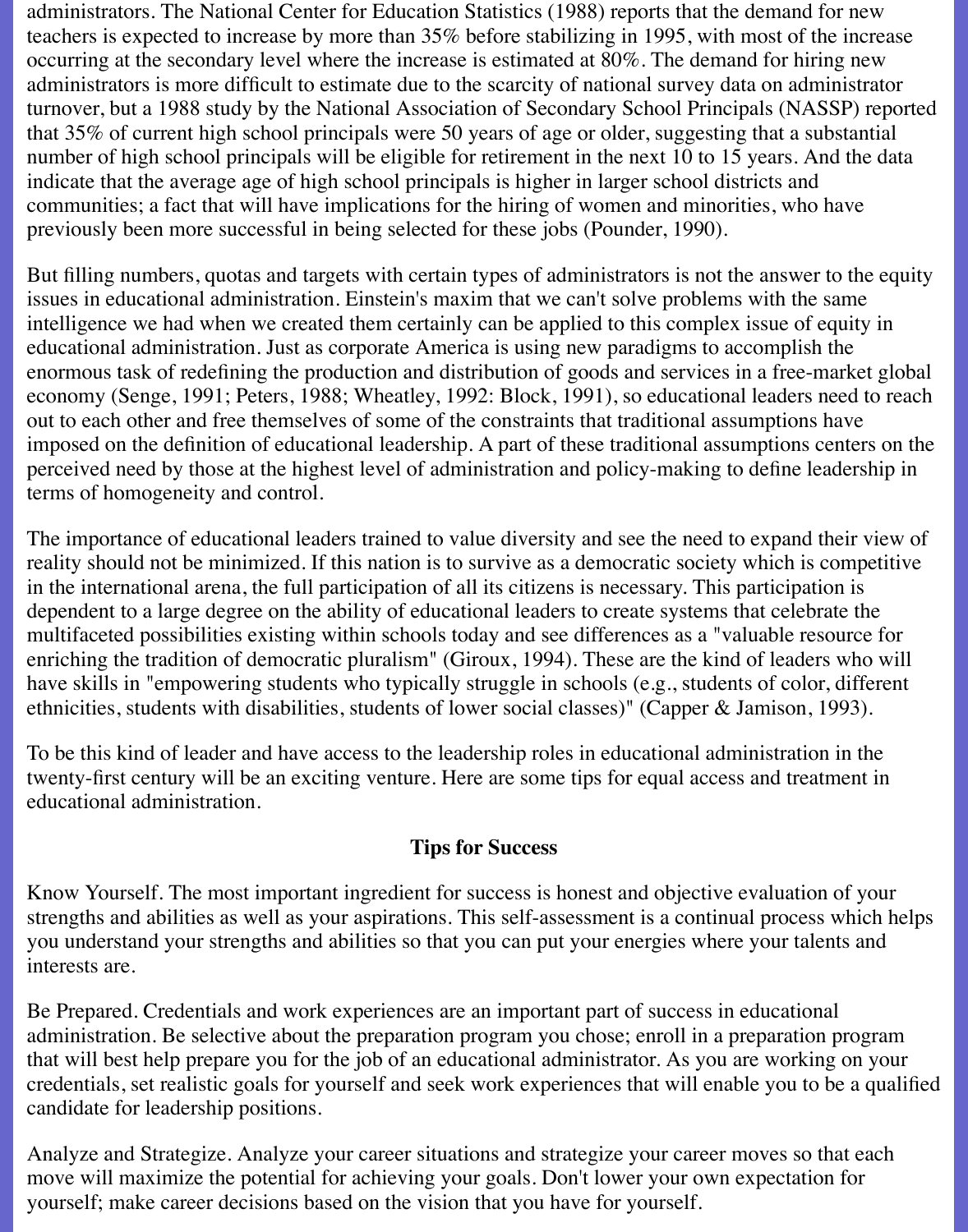administrators. The National Center for Education Statistics (1988) reports that the demand for new teachers is expected to increase by more than 35% before stabilizing in 1995, with most of the increase occurring at the secondary level where the increase is estimated at 80%. The demand for hiring new administrators is more difficult to estimate due to the scarcity of national survey data on administrator turnover, but a 1988 study by the National Association of Secondary School Principals (NASSP) reported that 35% of current high school principals were 50 years of age or older, suggesting that a substantial number of high school principals will be eligible for retirement in the next 10 to 15 years. And the data indicate that the average age of high school principals is higher in larger school districts and communities; a fact that will have implications for the hiring of women and minorities, who have previously been more successful in being selected for these jobs (Pounder, 1990).

But filling numbers, quotas and targets with certain types of administrators is not the answer to the equity issues in educational administration. Einstein's maxim that we can't solve problems with the same intelligence we had when we created them certainly can be applied to this complex issue of equity in educational administration. Just as corporate America is using new paradigms to accomplish the enormous task of redefining the production and distribution of goods and services in a free-market global economy (Senge, 1991; Peters, 1988; Wheatley, 1992: Block, 1991), so educational leaders need to reach out to each other and free themselves of some of the constraints that traditional assumptions have imposed on the definition of educational leadership. A part of these traditional assumptions centers on the perceived need by those at the highest level of administration and policy-making to define leadership in terms of homogeneity and control.

The importance of educational leaders trained to value diversity and see the need to expand their view of reality should not be minimized. If this nation is to survive as a democratic society which is competitive in the international arena, the full participation of all its citizens is necessary. This participation is dependent to a large degree on the ability of educational leaders to create systems that celebrate the multifaceted possibilities existing within schools today and see differences as a "valuable resource for enriching the tradition of democratic pluralism" (Giroux, 1994). These are the kind of leaders who will have skills in "empowering students who typically struggle in schools (e.g., students of color, different ethnicities, students with disabilities, students of lower social classes)" (Capper & Jamison, 1993).

To be this kind of leader and have access to the leadership roles in educational administration in the twenty-first century will be an exciting venture. Here are some tips for equal access and treatment in educational administration.

## Tips for Success

Know Yourself. The most important ingredient for success is honest and objective evaluation of your strengths and abilities as well as your aspirations. This self-assessment is a continual process which helps you understand your strengths and abilities so that you can put your energies where your talents and interests are.

Be Prepared. Credentials and work experiences are an important part of success in educational administration. Be selective about the preparation program you chose; enroll in a preparation program that will best help prepare you for the job of an educational administrator. As you are working on your credentials, set realistic goals for yourself and seek work experiences that will enable you to be a qualified candidate for leadership positions.

Analyze and Strategize. Analyze your career situations and strategize your career moves so that each move will maximize the potential for achieving your goals. Don't lower your own expectation for yourself; make career decisions based on the vision that you have for yourself.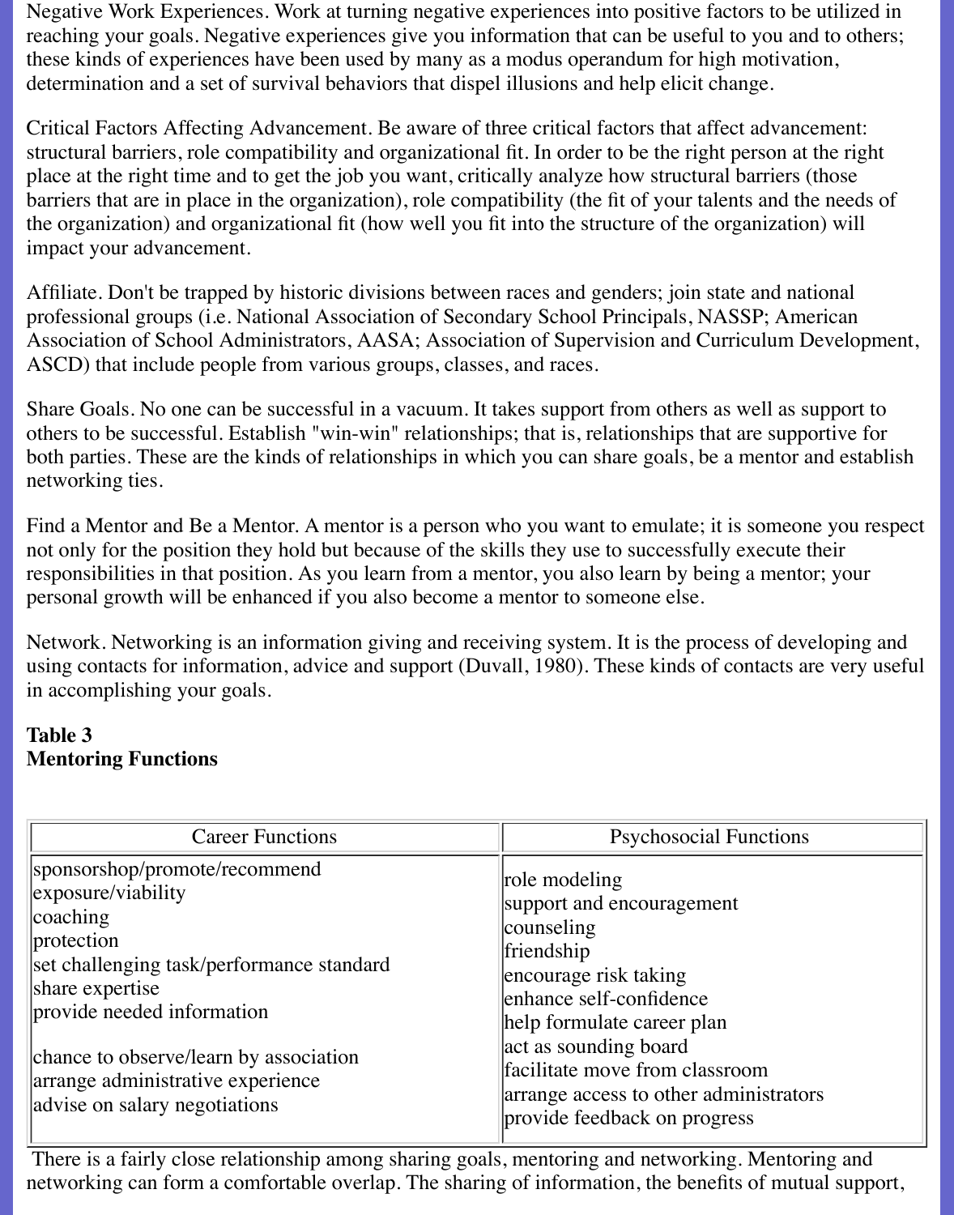Negative Work Experiences. Work at turning negative experiences into positive factors to be utilized in reaching your goals. Negative experiences give you information that can be useful to you and to others; these kinds of experiences have been used by many as a modus operandum for high motivation, determination and a set of survival behaviors that dispel illusions and help elicit change.

Critical Factors Affecting Advancement. Be aware of three critical factors that affect advancement: structural barriers, role compatibility and organizational fit. In order to be the right person at the right place at the right time and to get the job you want, critically analyze how structural barriers (those barriers that are in place in the organization), role compatibility (the fit of your talents and the needs of the organization) and organizational fit (how well you fit into the structure of the organization) will impact your advancement.

Affiliate. Don't be trapped by historic divisions between races and genders; join state and national professional groups (i.e. National Association of Secondary School Principals, NASSP; American Association of School Administrators, AASA; Association of Supervision and Curriculum Development, ASCD) that include people from various groups, classes, and races.

Share Goals. No one can be successful in a vacuum. It takes support from others as well as support to others to be successful. Establish "win-win" relationships; that is, relationships that are supportive for both parties. These are the kinds of relationships in which you can share goals, be a mentor and establish networking ties.

Find a Mentor and Be a Mentor. A mentor is a person who you want to emulate; it is someone you respect not only for the position they hold but because of the skills they use to successfully execute their responsibilities in that position. As you learn from a mentor, you also learn by being a mentor; your personal growth will be enhanced if you also become a mentor to someone else.

Network. Networking is an information giving and receiving system. It is the process of developing and using contacts for information, advice and support (Duvall, 1980). These kinds of contacts are very useful in accomplishing your goals.

**Table 3**
**Mentoring Functions**

| Career Functions | Psychosocial Functions |
|---|---|
| sponsorshop/promote/recommend | role modeling |
| exposure/viability | support and encouragement |
| coaching | counseling |
| protection | friendship |
| set challenging task/performance standard | encourage risk taking |
| share expertise | enhance self-confidence |
| provide needed information | help formulate career plan |
| chance to observe/learn by association | act as sounding board |
| arrange administrative experience | facilitate move from classroom |
| advise on salary negotiations | arrange access to other administrators |
| | provide feedback on progress |

There is a fairly close relationship among sharing goals, mentoring and networking. Mentoring and networking can form a comfortable overlap. The sharing of information, the benefits of mutual support,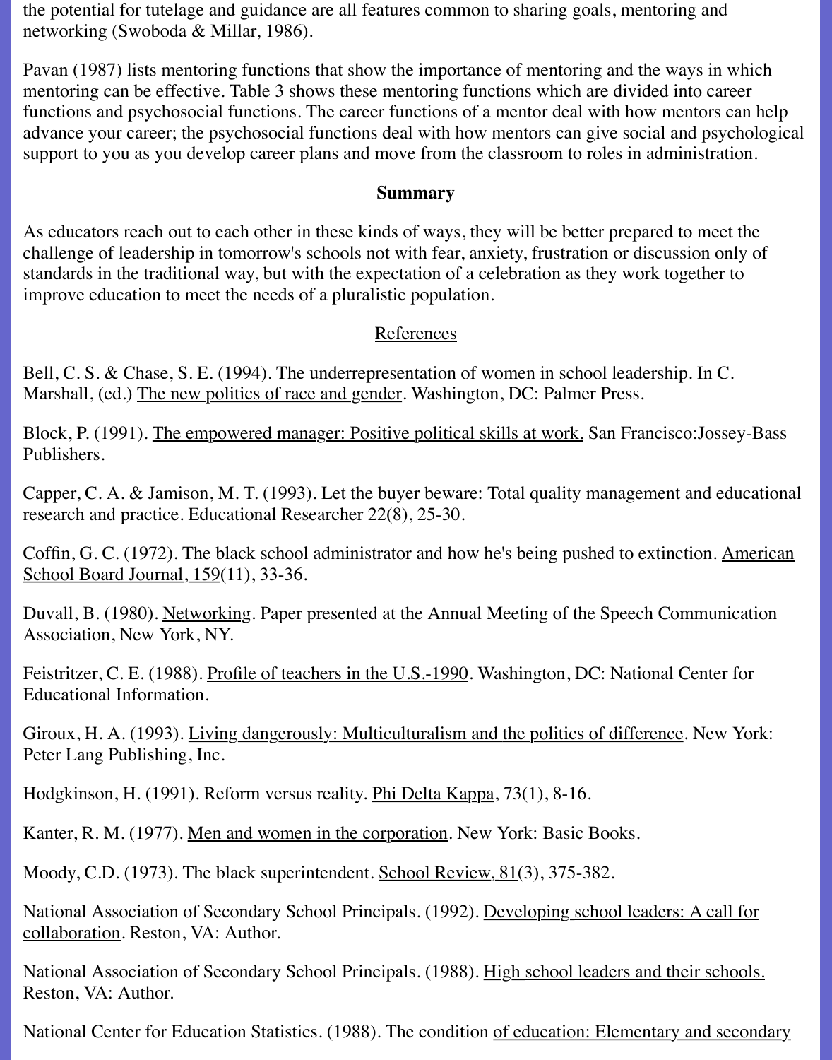the potential for tutelage and guidance are all features common to sharing goals, mentoring and networking (Swoboda & Millar, 1986).

Pavan (1987) lists mentoring functions that show the importance of mentoring and the ways in which mentoring can be effective. Table 3 shows these mentoring functions which are divided into career functions and psychosocial functions. The career functions of a mentor deal with how mentors can help advance your career; the psychosocial functions deal with how mentors can give social and psychological support to you as you develop career plans and move from the classroom to roles in administration.

## Summary

As educators reach out to each other in these kinds of ways, they will be better prepared to meet the challenge of leadership in tomorrow's schools not with fear, anxiety, frustration or discussion only of standards in the traditional way, but with the expectation of a celebration as they work together to improve education to meet the needs of a pluralistic population.

## References

Bell, C. S. & Chase, S. E. (1994). The underrepresentation of women in school leadership. In C. Marshall, (ed.) The new politics of race and gender. Washington, DC: Palmer Press.

Block, P. (1991). The empowered manager: Positive political skills at work. San Francisco:Jossey-Bass Publishers.

Capper, C. A. & Jamison, M. T. (1993). Let the buyer beware: Total quality management and educational research and practice. Educational Researcher 22(8), 25-30.

Coffin, G. C. (1972). The black school administrator and how he's being pushed to extinction. American School Board Journal, 159(11), 33-36.

Duvall, B. (1980). Networking. Paper presented at the Annual Meeting of the Speech Communication Association, New York, NY.

Feistritzer, C. E. (1988). Profile of teachers in the U.S.-1990. Washington, DC: National Center for Educational Information.

Giroux, H. A. (1993). Living dangerously: Multiculturalism and the politics of difference. New York: Peter Lang Publishing, Inc.

Hodgkinson, H. (1991). Reform versus reality. Phi Delta Kappa, 73(1), 8-16.

Kanter, R. M. (1977). Men and women in the corporation. New York: Basic Books.

Moody, C.D. (1973). The black superintendent. School Review, 81(3), 375-382.

National Association of Secondary School Principals. (1992). Developing school leaders: A call for collaboration. Reston, VA: Author.

National Association of Secondary School Principals. (1988). High school leaders and their schools. Reston, VA: Author.

National Center for Education Statistics. (1988). The condition of education: Elementary and secondary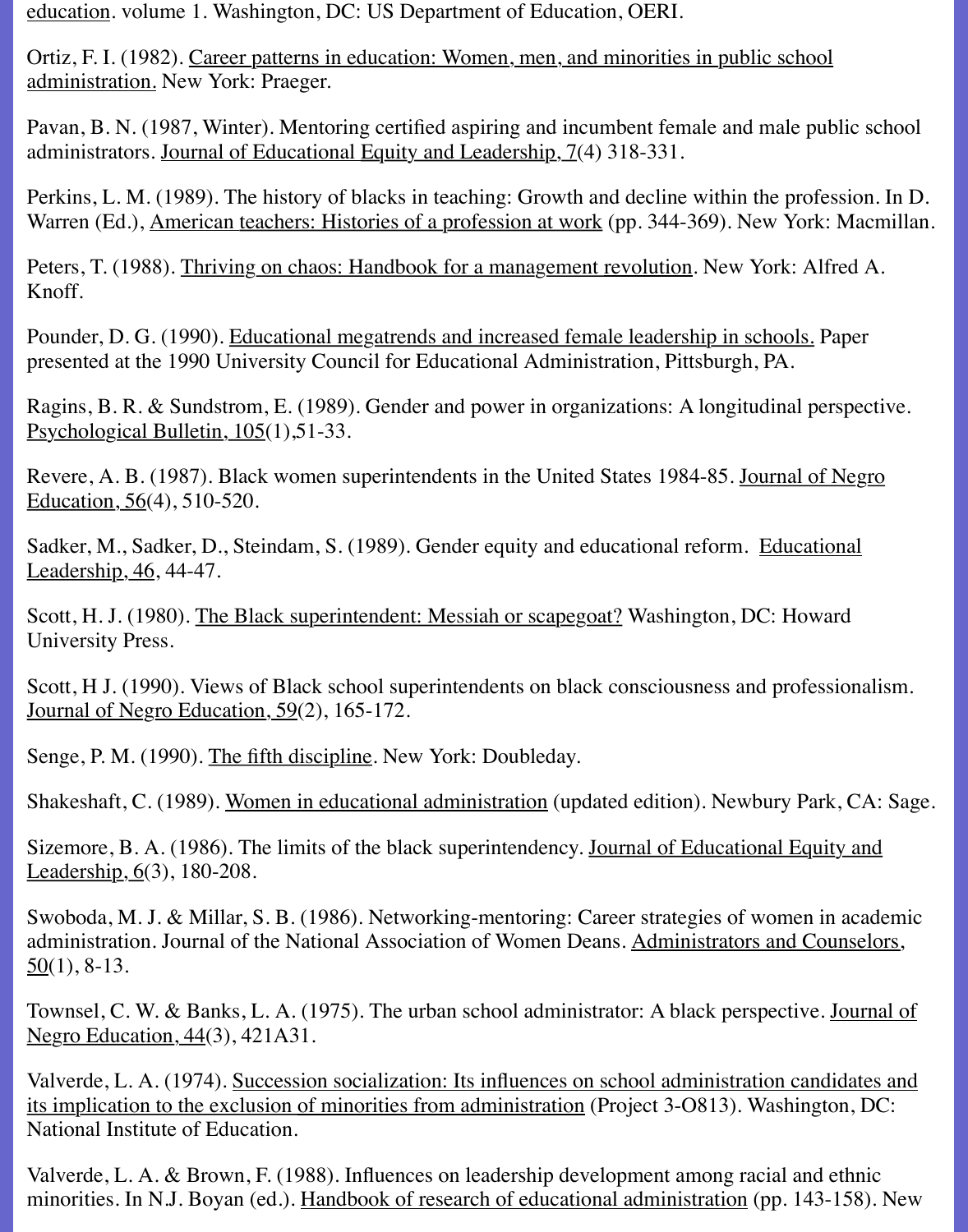education. volume 1. Washington, DC: US Department of Education, OERI.

Ortiz, F. I. (1982). Career patterns in education: Women, men, and minorities in public school administration. New York: Praeger.

Pavan, B. N. (1987, Winter). Mentoring certified aspiring and incumbent female and male public school administrators. Journal of Educational Equity and Leadership, 7(4) 318-331.

Perkins, L. M. (1989). The history of blacks in teaching: Growth and decline within the profession. In D. Warren (Ed.), American teachers: Histories of a profession at work (pp. 344-369). New York: Macmillan.

Peters, T. (1988). Thriving on chaos: Handbook for a management revolution. New York: Alfred A. Knoff.

Pounder, D. G. (1990). Educational megatrends and increased female leadership in schools. Paper presented at the 1990 University Council for Educational Administration, Pittsburgh, PA.

Ragins, B. R. & Sundstrom, E. (1989). Gender and power in organizations: A longitudinal perspective. Psychological Bulletin, 105(1),51-33.

Revere, A. B. (1987). Black women superintendents in the United States 1984-85. Journal of Negro Education, 56(4), 510-520.

Sadker, M., Sadker, D., Steindam, S. (1989). Gender equity and educational reform. Educational Leadership, 46, 44-47.

Scott, H. J. (1980). The Black superintendent: Messiah or scapegoat? Washington, DC: Howard University Press.

Scott, H J. (1990). Views of Black school superintendents on black consciousness and professionalism. Journal of Negro Education, 59(2), 165-172.

Senge, P. M. (1990). The fifth discipline. New York: Doubleday.

Shakeshaft, C. (1989). Women in educational administration (updated edition). Newbury Park, CA: Sage.

Sizemore, B. A. (1986). The limits of the black superintendency. Journal of Educational Equity and Leadership, 6(3), 180-208.

Swoboda, M. J. & Millar, S. B. (1986). Networking-mentoring: Career strategies of women in academic administration. Journal of the National Association of Women Deans. Administrators and Counselors, 50(1), 8-13.

Townsel, C. W. & Banks, L. A. (1975). The urban school administrator: A black perspective. Journal of Negro Education, 44(3), 421A31.

Valverde, L. A. (1974). Succession socialization: Its influences on school administration candidates and its implication to the exclusion of minorities from administration (Project 3-O813). Washington, DC: National Institute of Education.

Valverde, L. A. & Brown, F. (1988). Influences on leadership development among racial and ethnic minorities. In N.J. Boyan (ed.). Handbook of research of educational administration (pp. 143-158). New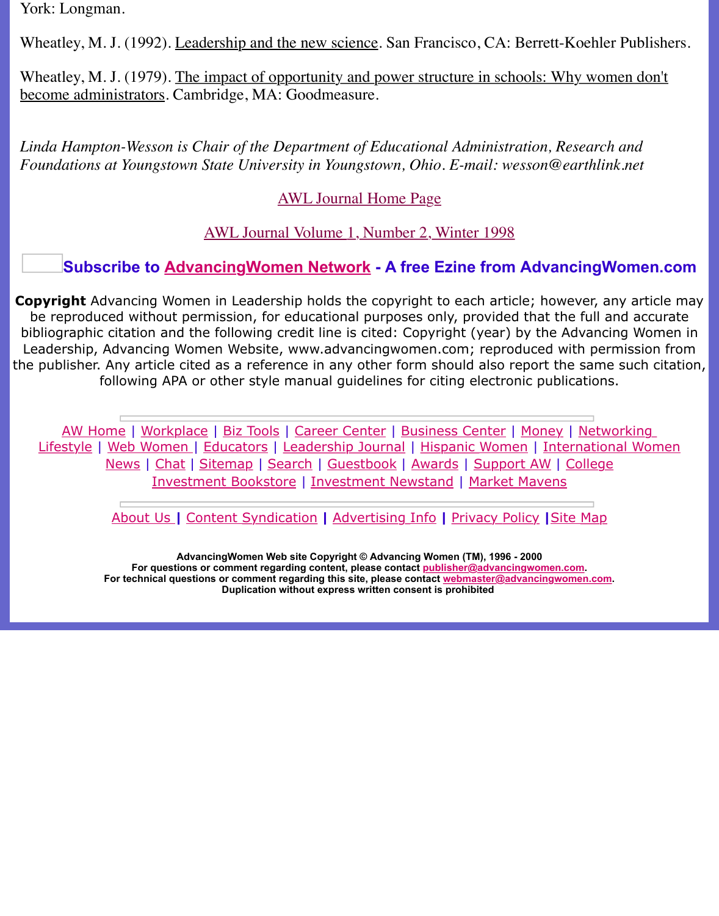York: Longman.

Wheatley, M. J. (1992). Leadership and the new science. San Francisco, CA: Berrett-Koehler Publishers.

Wheatley, M. J. (1979). The impact of opportunity and power structure in schools: Why women don't become administrators. Cambridge, MA: Goodmeasure.

*Linda Hampton-Wesson is Chair of the Department of Educational Administration, Research and Foundations at Youngstown State University in Youngstown, Ohio. E-mail: wesson@earthlink.net*

AWL Journal Home Page

AWL Journal Volume 1, Number 2, Winter 1998

**Subscribe to AdvancingWomen Network - A free Ezine from AdvancingWomen.com**

**Copyright** Advancing Women in Leadership holds the copyright to each article; however, any article may be reproduced without permission, for educational purposes only, provided that the full and accurate bibliographic citation and the following credit line is cited: Copyright (year) by the Advancing Women in Leadership, Advancing Women Website, www.advancingwomen.com; reproduced with permission from the publisher. Any article cited as a reference in any other form should also report the same such citation, following APA or other style manual guidelines for citing electronic publications.

AW Home | Workplace | Biz Tools | Career Center | Business Center | Money | Networking Lifestyle | Web Women | Educators | Leadership Journal | Hispanic Women | International Women News | Chat | Sitemap | Search | Guestbook | Awards | Support AW | College Investment Bookstore | Investment Newstand | Market Mavens

About Us | Content Syndication | Advertising Info | Privacy Policy | Site Map

**AdvancingWomen Web site Copyright © Advancing Women (TM), 1996 - 2000**
**For questions or comment regarding content, please contact publisher@advancingwomen.com.**
**For technical questions or comment regarding this site, please contact webmaster@advancingwomen.com.**
**Duplication without express written consent is prohibited**